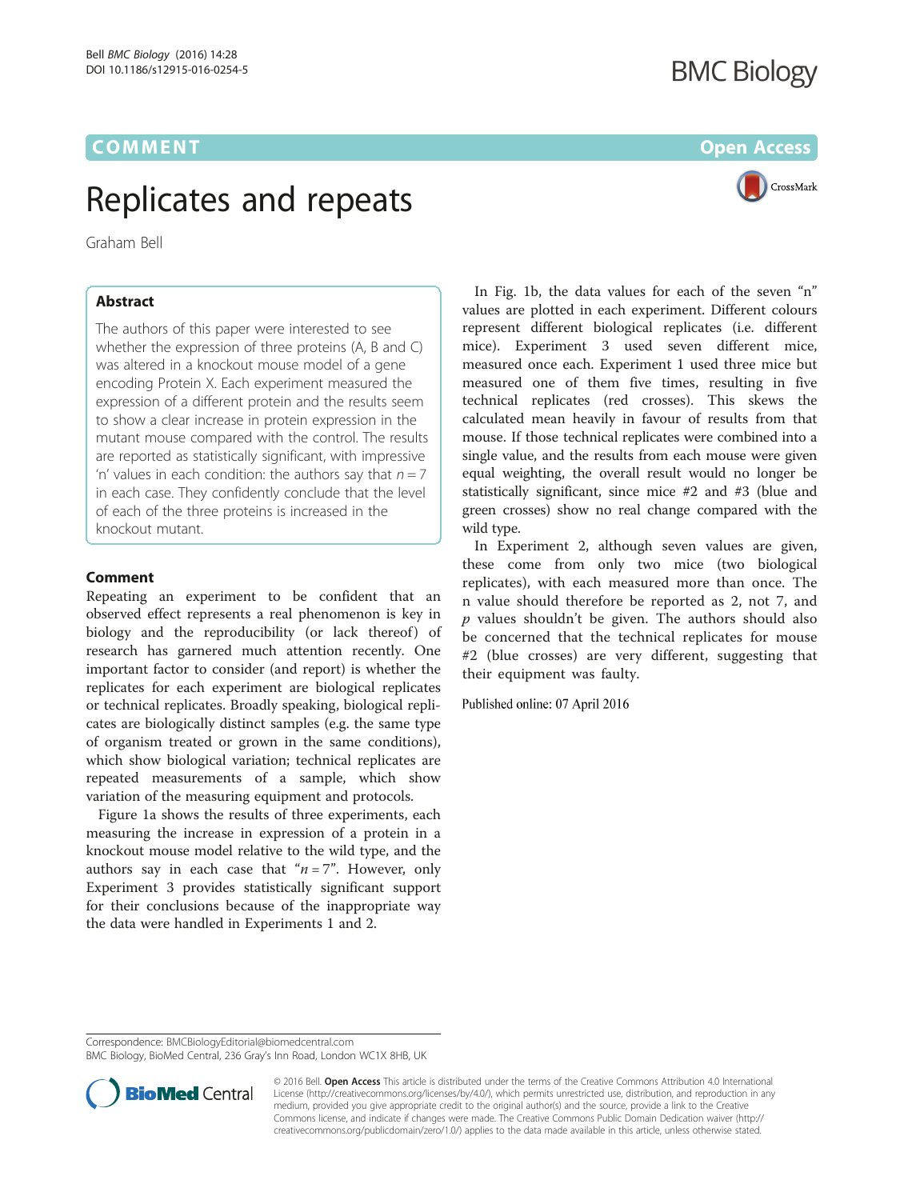COMMENT

Open Access

# Replicates and repeats

Graham Bell

## Abstract

The authors of this paper were interested to see whether the expression of three proteins (A, B and C) was altered in a knockout mouse model of a gene encoding Protein X. Each experiment measured the expression of a different protein and the results seem to show a clear increase in protein expression in the mutant mouse compared with the control. The results are reported as statistically significant, with impressive 'n' values in each condition: the authors say that $n = 7$ in each case. They confidently conclude that the level of each of the three proteins is increased in the knockout mutant.

## Comment

Repeating an experiment to be confident that an observed effect represents a real phenomenon is key in biology and the reproducibility (or lack thereof) of research has garnered much attention recently. One important factor to consider (and report) is whether the replicates for each experiment are biological replicates or technical replicates. Broadly speaking, biological replicates are biologically distinct samples (e.g. the same type of organism treated or grown in the same conditions), which show biological variation; technical replicates are repeated measurements of a sample, which show variation of the measuring equipment and protocols.

Figure 1a shows the results of three experiments, each measuring the increase in expression of a protein in a knockout mouse model relative to the wild type, and the authors say in each case that "$n = 7$". However, only Experiment 3 provides statistically significant support for their conclusions because of the inappropriate way the data were handled in Experiments 1 and 2.

In Fig. 1b, the data values for each of the seven "n" values are plotted in each experiment. Different colours represent different biological replicates (i.e. different mice). Experiment 3 used seven different mice, measured once each. Experiment 1 used three mice but measured one of them five times, resulting in five technical replicates (red crosses). This skews the calculated mean heavily in favour of results from that mouse. If those technical replicates were combined into a single value, and the results from each mouse were given equal weighting, the overall result would no longer be statistically significant, since mice #2 and #3 (blue and green crosses) show no real change compared with the wild type.

In Experiment 2, although seven values are given, these come from only two mice (two biological replicates), with each measured more than once. The n value should therefore be reported as 2, not 7, and *p* values shouldn't be given. The authors should also be concerned that the technical replicates for mouse #2 (blue crosses) are very different, suggesting that their equipment was faulty.

Published online: 07 April 2016

Correspondence: BMCBiologyEditorial@biomedcentral.com
BMC Biology, BioMed Central, 236 Gray's Inn Road, London WC1X 8HB, UK

© 2016 Bell. **Open Access** This article is distributed under the terms of the Creative Commons Attribution 4.0 International License (http://creativecommons.org/licenses/by/4.0/), which permits unrestricted use, distribution, and reproduction in any medium, provided you give appropriate credit to the original author(s) and the source, provide a link to the Creative Commons license, and indicate if changes were made. The Creative Commons Public Domain Dedication waiver (http://creativecommons.org/publicdomain/zero/1.0/) applies to the data made available in this article, unless otherwise stated.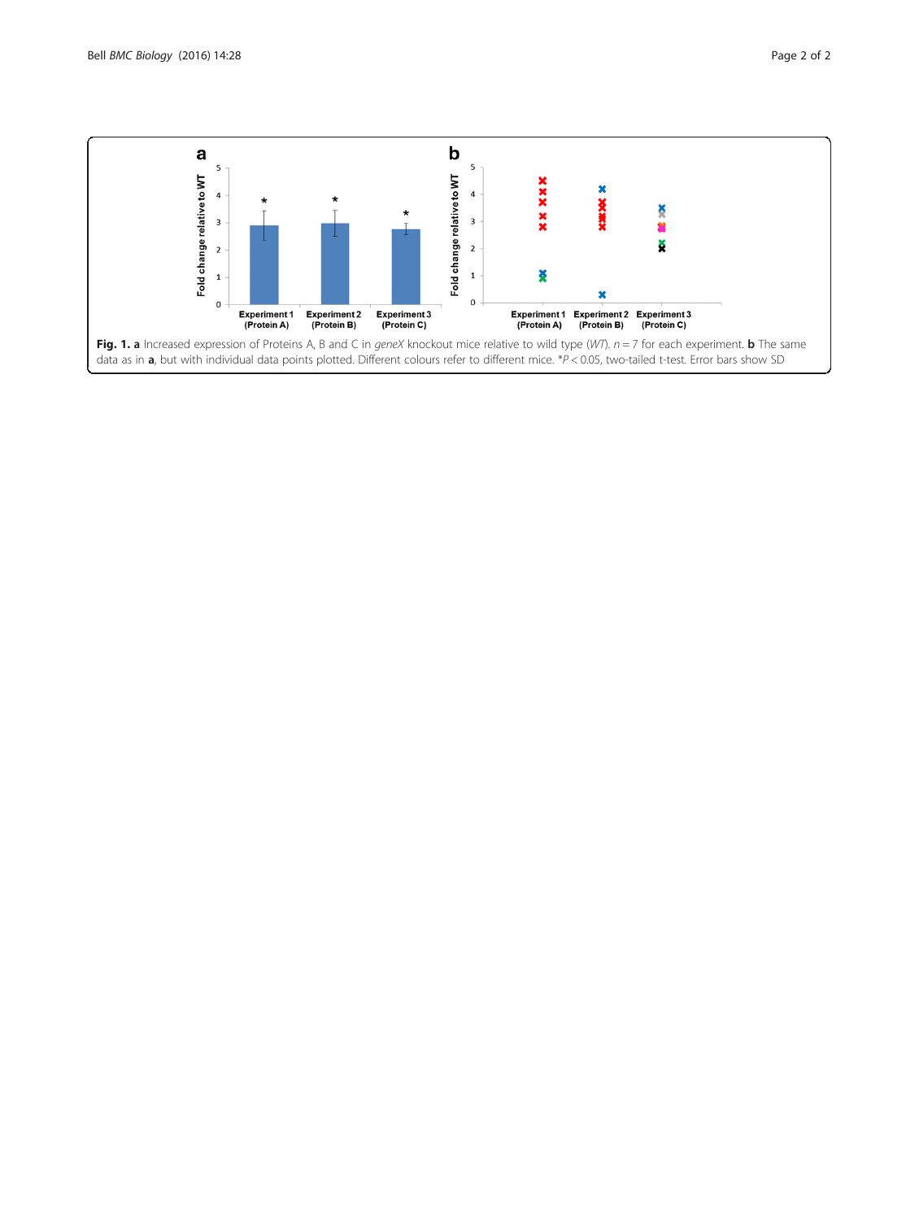a

Fold change relative to WT

5
4
3
2
1
0

*
*
*

Experiment 1 (Protein A)
Experiment 2 (Protein B)
Experiment 3 (Protein C)

b

Fold change relative to WT

5
4
3
2
1
0

Experiment 1 (Protein A)
Experiment 2 (Protein B)
Experiment 3 (Protein C)

**Fig. 1. a** Increased expression of Proteins A, B and C in *geneX* knockout mice relative to wild type (*WT*). $n = 7$ for each experiment. **b** The same data as in **a**, but with individual data points plotted. Different colours refer to different mice. \*$P < 0.05$, two-tailed t-test. Error bars show SD